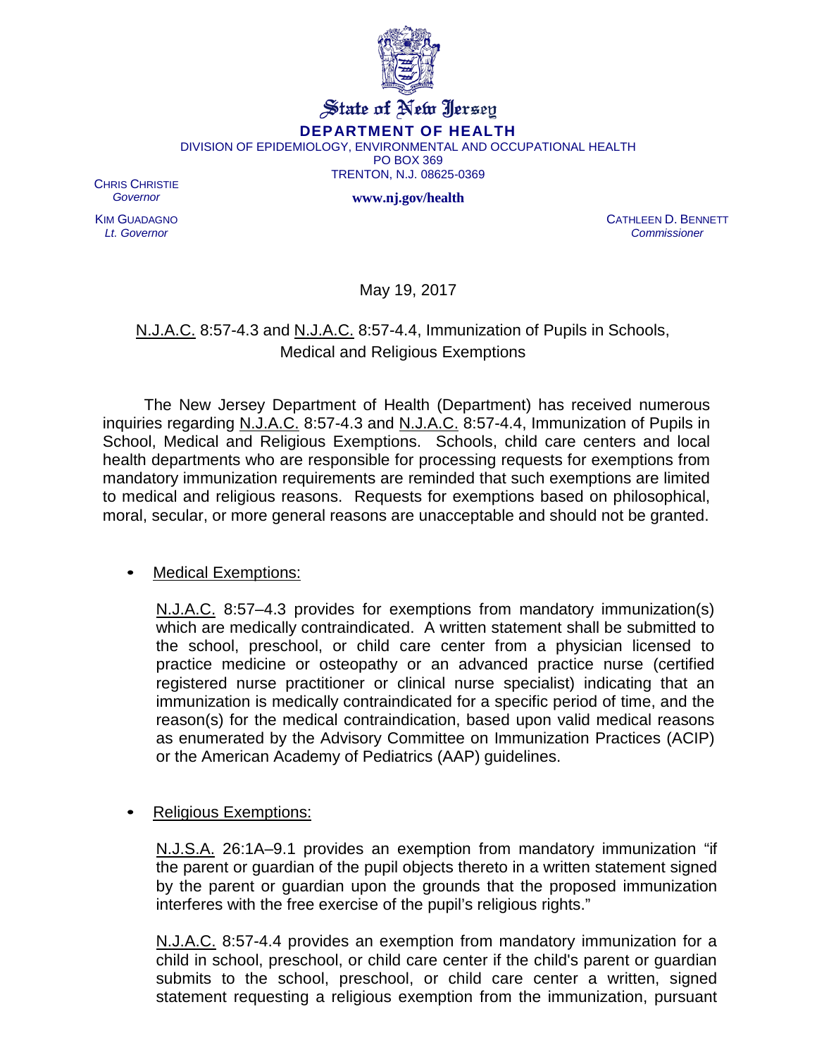# State of New Jersey

## DEPARTMENT OF HEALTH

DIVISION OF EPIDEMIOLOGY, ENVIRONMENTAL AND OCCUPATIONAL HEALTH
PO BOX 369
TRENTON, N.J. 08625-0369

www.nj.gov/health

CHRIS CHRISTIE
*Governor*

KIM GUADAGNO
*Lt. Governor*

CATHLEEN D. BENNETT
*Commissioner*

May 19, 2017

N.J.A.C. 8:57-4.3 and N.J.A.C. 8:57-4.4, Immunization of Pupils in Schools, Medical and Religious Exemptions

The New Jersey Department of Health (Department) has received numerous inquiries regarding N.J.A.C. 8:57-4.3 and N.J.A.C. 8:57-4.4, Immunization of Pupils in School, Medical and Religious Exemptions. Schools, child care centers and local health departments who are responsible for processing requests for exemptions from mandatory immunization requirements are reminded that such exemptions are limited to medical and religious reasons. Requests for exemptions based on philosophical, moral, secular, or more general reasons are unacceptable and should not be granted.

- Medical Exemptions:

  N.J.A.C. 8:57–4.3 provides for exemptions from mandatory immunization(s) which are medically contraindicated. A written statement shall be submitted to the school, preschool, or child care center from a physician licensed to practice medicine or osteopathy or an advanced practice nurse (certified registered nurse practitioner or clinical nurse specialist) indicating that an immunization is medically contraindicated for a specific period of time, and the reason(s) for the medical contraindication, based upon valid medical reasons as enumerated by the Advisory Committee on Immunization Practices (ACIP) or the American Academy of Pediatrics (AAP) guidelines.

- Religious Exemptions:

  N.J.S.A. 26:1A–9.1 provides an exemption from mandatory immunization "if the parent or guardian of the pupil objects thereto in a written statement signed by the parent or guardian upon the grounds that the proposed immunization interferes with the free exercise of the pupil's religious rights."

  N.J.A.C. 8:57-4.4 provides an exemption from mandatory immunization for a child in school, preschool, or child care center if the child's parent or guardian submits to the school, preschool, or child care center a written, signed statement requesting a religious exemption from the immunization, pursuant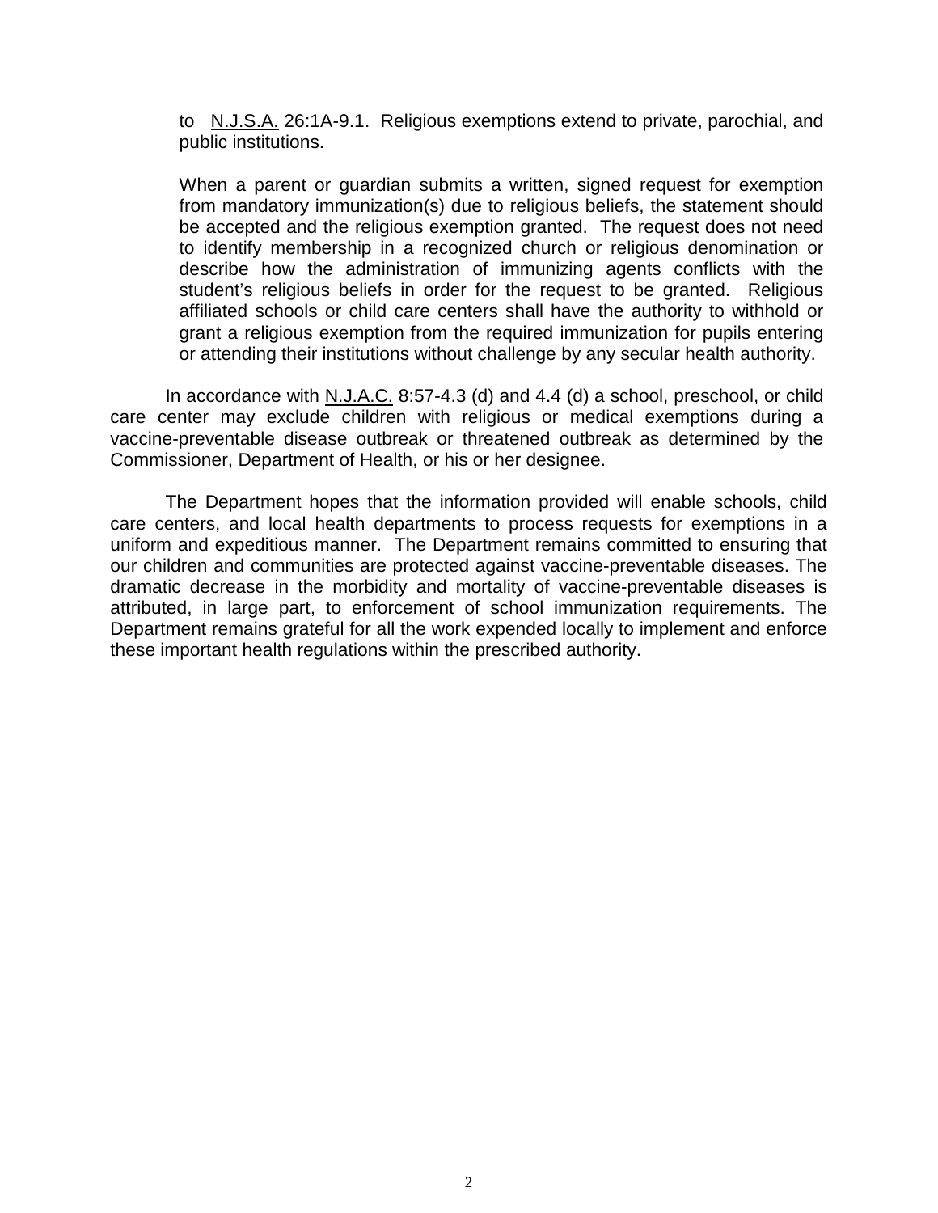to N.J.S.A. 26:1A-9.1. Religious exemptions extend to private, parochial, and public institutions.

When a parent or guardian submits a written, signed request for exemption from mandatory immunization(s) due to religious beliefs, the statement should be accepted and the religious exemption granted. The request does not need to identify membership in a recognized church or religious denomination or describe how the administration of immunizing agents conflicts with the student's religious beliefs in order for the request to be granted. Religious affiliated schools or child care centers shall have the authority to withhold or grant a religious exemption from the required immunization for pupils entering or attending their institutions without challenge by any secular health authority.

In accordance with N.J.A.C. 8:57-4.3 (d) and 4.4 (d) a school, preschool, or child care center may exclude children with religious or medical exemptions during a vaccine-preventable disease outbreak or threatened outbreak as determined by the Commissioner, Department of Health, or his or her designee.

The Department hopes that the information provided will enable schools, child care centers, and local health departments to process requests for exemptions in a uniform and expeditious manner. The Department remains committed to ensuring that our children and communities are protected against vaccine-preventable diseases. The dramatic decrease in the morbidity and mortality of vaccine-preventable diseases is attributed, in large part, to enforcement of school immunization requirements. The Department remains grateful for all the work expended locally to implement and enforce these important health regulations within the prescribed authority.